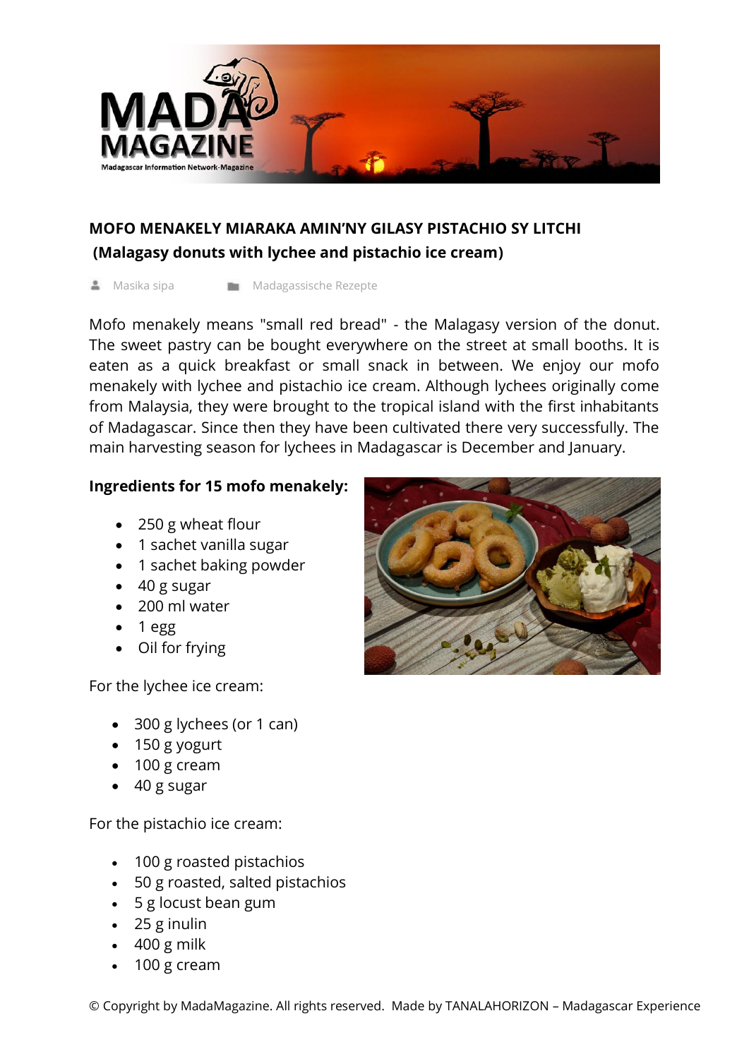# MOFO MENAKELY MIARAKA AMIN'NY GILASY PISTACHIO SY LITCHI
## (Malagasy donuts with lychee and pistachio ice cream)

Masika sipa Madagassische Rezepte

Mofo menakely means "small red bread" - the Malagasy version of the donut. The sweet pastry can be bought everywhere on the street at small booths. It is eaten as a quick breakfast or small snack in between. We enjoy our mofo menakely with lychee and pistachio ice cream. Although lychees originally come from Malaysia, they were brought to the tropical island with the first inhabitants of Madagascar. Since then they have been cultivated there very successfully. The main harvesting season for lychees in Madagascar is December and January.

**Ingredients for 15 mofo menakely:**

- 250 g wheat flour
- 1 sachet vanilla sugar
- 1 sachet baking powder
- 40 g sugar
- 200 ml water
- 1 egg
- Oil for frying

For the lychee ice cream:

- 300 g lychees (or 1 can)
- 150 g yogurt
- 100 g cream
- 40 g sugar

For the pistachio ice cream:

- 100 g roasted pistachios
- 50 g roasted, salted pistachios
- 5 g locust bean gum
- 25 g inulin
- 400 g milk
- 100 g cream

© Copyright by MadaMagazine. All rights reserved. Made by TANALAHORIZON – Madagascar Experience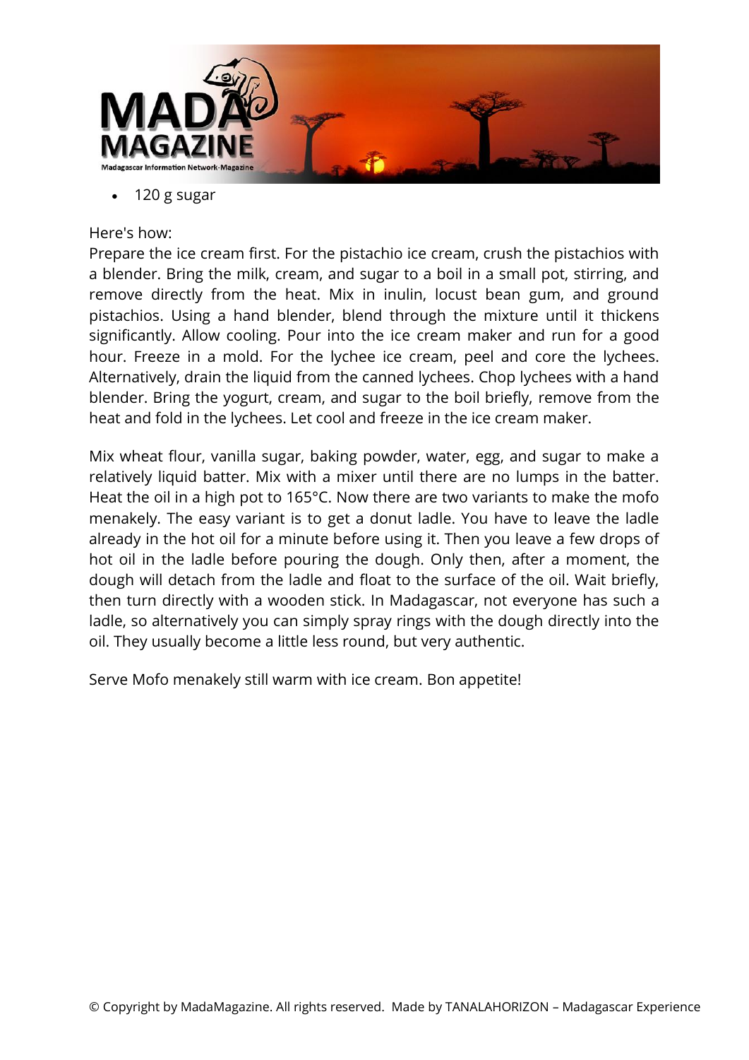- 120 g sugar

Here's how:
Prepare the ice cream first. For the pistachio ice cream, crush the pistachios with a blender. Bring the milk, cream, and sugar to a boil in a small pot, stirring, and remove directly from the heat. Mix in inulin, locust bean gum, and ground pistachios. Using a hand blender, blend through the mixture until it thickens significantly. Allow cooling. Pour into the ice cream maker and run for a good hour. Freeze in a mold. For the lychee ice cream, peel and core the lychees. Alternatively, drain the liquid from the canned lychees. Chop lychees with a hand blender. Bring the yogurt, cream, and sugar to the boil briefly, remove from the heat and fold in the lychees. Let cool and freeze in the ice cream maker.

Mix wheat flour, vanilla sugar, baking powder, water, egg, and sugar to make a relatively liquid batter. Mix with a mixer until there are no lumps in the batter. Heat the oil in a high pot to 165°C. Now there are two variants to make the mofo menakely. The easy variant is to get a donut ladle. You have to leave the ladle already in the hot oil for a minute before using it. Then you leave a few drops of hot oil in the ladle before pouring the dough. Only then, after a moment, the dough will detach from the ladle and float to the surface of the oil. Wait briefly, then turn directly with a wooden stick. In Madagascar, not everyone has such a ladle, so alternatively you can simply spray rings with the dough directly into the oil. They usually become a little less round, but very authentic.

Serve Mofo menakely still warm with ice cream. Bon appetite!